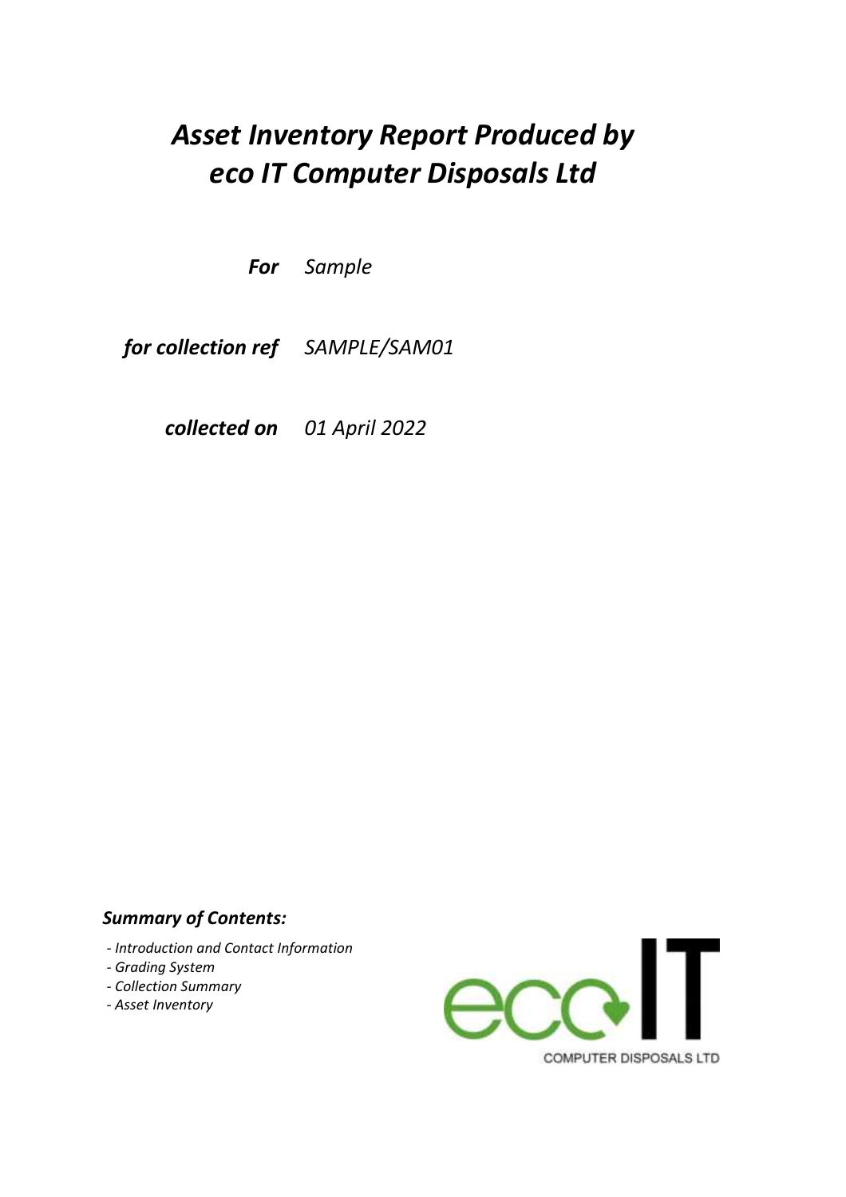# *Asset Inventory Report Produced by eco IT Computer Disposals Ltd*

***For*** *Sample*

***for collection ref*** *SAMPLE/SAM01*

***collected on*** *01 April 2022*

***Summary of Contents:***

- *Introduction and Contact Information*
- *Grading System*
- *Collection Summary*
- *Asset Inventory*

eco IT

COMPUTER DISPOSALS LTD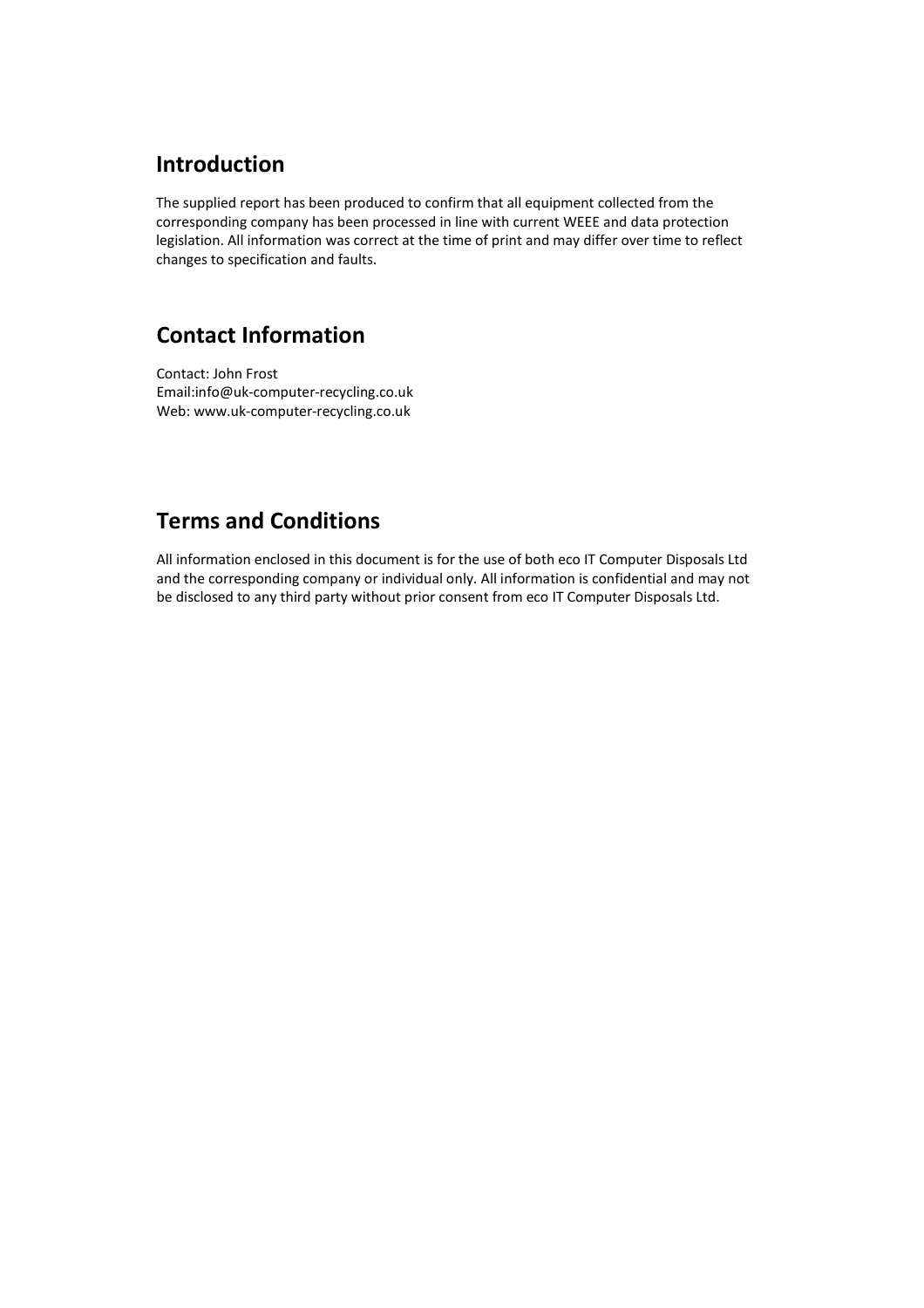## Introduction

The supplied report has been produced to confirm that all equipment collected from the corresponding company has been processed in line with current WEEE and data protection legislation. All information was correct at the time of print and may differ over time to reflect changes to specification and faults.

## Contact Information

Contact: John Frost
Email:info@uk-computer-recycling.co.uk
Web: www.uk-computer-recycling.co.uk

## Terms and Conditions

All information enclosed in this document is for the use of both eco IT Computer Disposals Ltd and the corresponding company or individual only. All information is confidential and may not be disclosed to any third party without prior consent from eco IT Computer Disposals Ltd.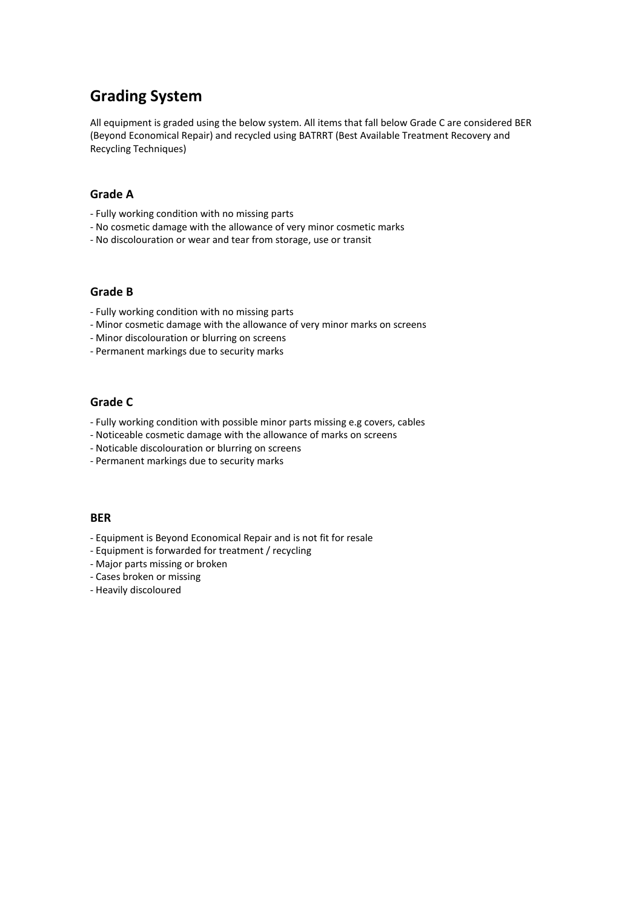# Grading System

All equipment is graded using the below system. All items that fall below Grade C are considered BER (Beyond Economical Repair) and recycled using BATRRT (Best Available Treatment Recovery and Recycling Techniques)

## Grade A

- Fully working condition with no missing parts
- No cosmetic damage with the allowance of very minor cosmetic marks
- No discolouration or wear and tear from storage, use or transit

## Grade B

- Fully working condition with no missing parts
- Minor cosmetic damage with the allowance of very minor marks on screens
- Minor discolouration or blurring on screens
- Permanent markings due to security marks

## Grade C

- Fully working condition with possible minor parts missing e.g covers, cables
- Noticeable cosmetic damage with the allowance of marks on screens
- Noticable discolouration or blurring on screens
- Permanent markings due to security marks

## BER

- Equipment is Beyond Economical Repair and is not fit for resale
- Equipment is forwarded for treatment / recycling
- Major parts missing or broken
- Cases broken or missing
- Heavily discoloured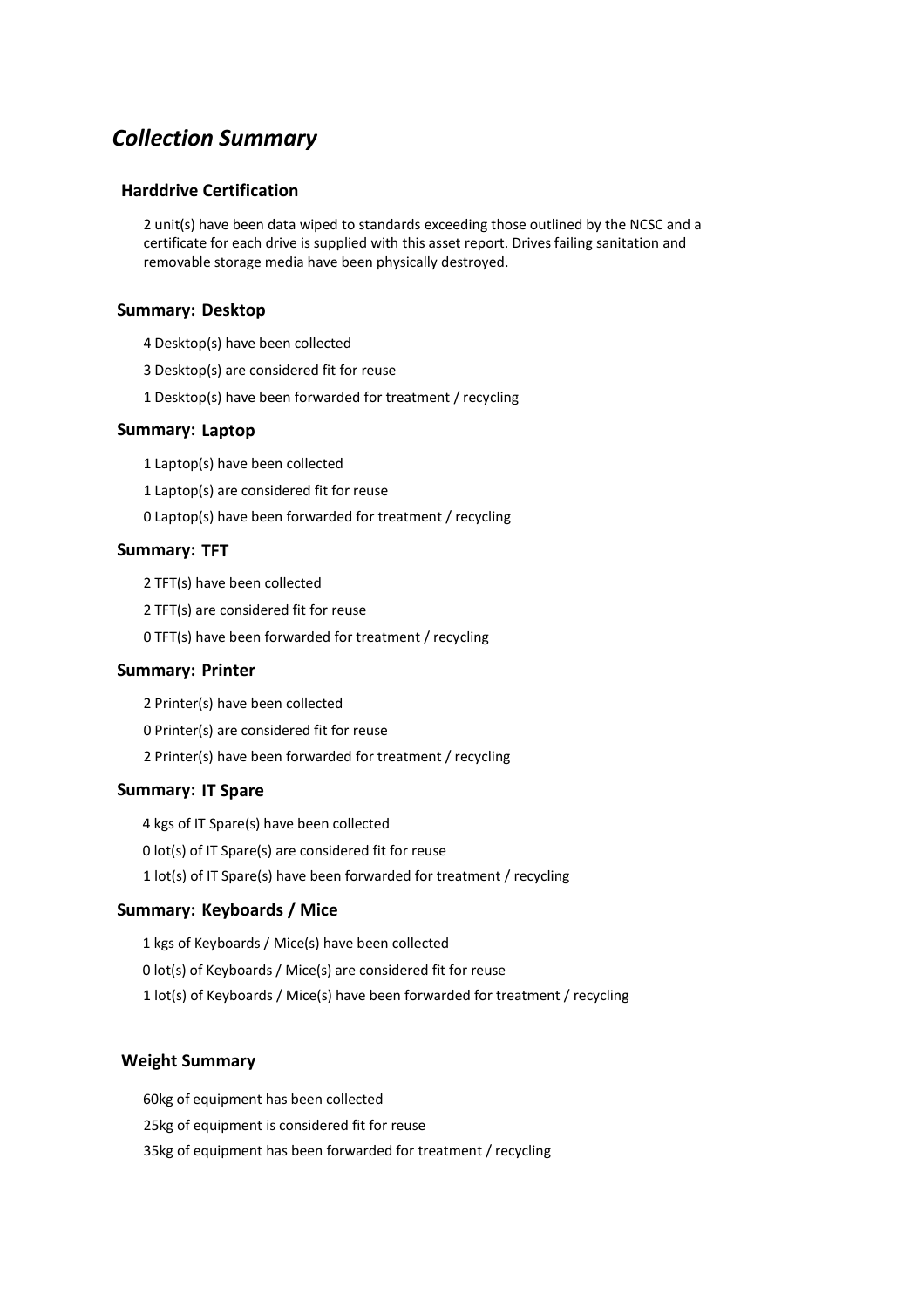# *Collection Summary*

## Harddrive Certification

2 unit(s) have been data wiped to standards exceeding those outlined by the NCSC and a certificate for each drive is supplied with this asset report. Drives failing sanitation and removable storage media have been physically destroyed.

## Summary: Desktop

4 Desktop(s) have been collected

3 Desktop(s) are considered fit for reuse

1 Desktop(s) have been forwarded for treatment / recycling

## Summary: Laptop

1 Laptop(s) have been collected

1 Laptop(s) are considered fit for reuse

0 Laptop(s) have been forwarded for treatment / recycling

## Summary: TFT

2 TFT(s) have been collected

2 TFT(s) are considered fit for reuse

0 TFT(s) have been forwarded for treatment / recycling

## Summary: Printer

2 Printer(s) have been collected

0 Printer(s) are considered fit for reuse

2 Printer(s) have been forwarded for treatment / recycling

## Summary: IT Spare

4 kgs of IT Spare(s) have been collected

0 lot(s) of IT Spare(s) are considered fit for reuse

1 lot(s) of IT Spare(s) have been forwarded for treatment / recycling

## Summary: Keyboards / Mice

1 kgs of Keyboards / Mice(s) have been collected

0 lot(s) of Keyboards / Mice(s) are considered fit for reuse

1 lot(s) of Keyboards / Mice(s) have been forwarded for treatment / recycling

## Weight Summary

60kg of equipment has been collected

25kg of equipment is considered fit for reuse

35kg of equipment has been forwarded for treatment / recycling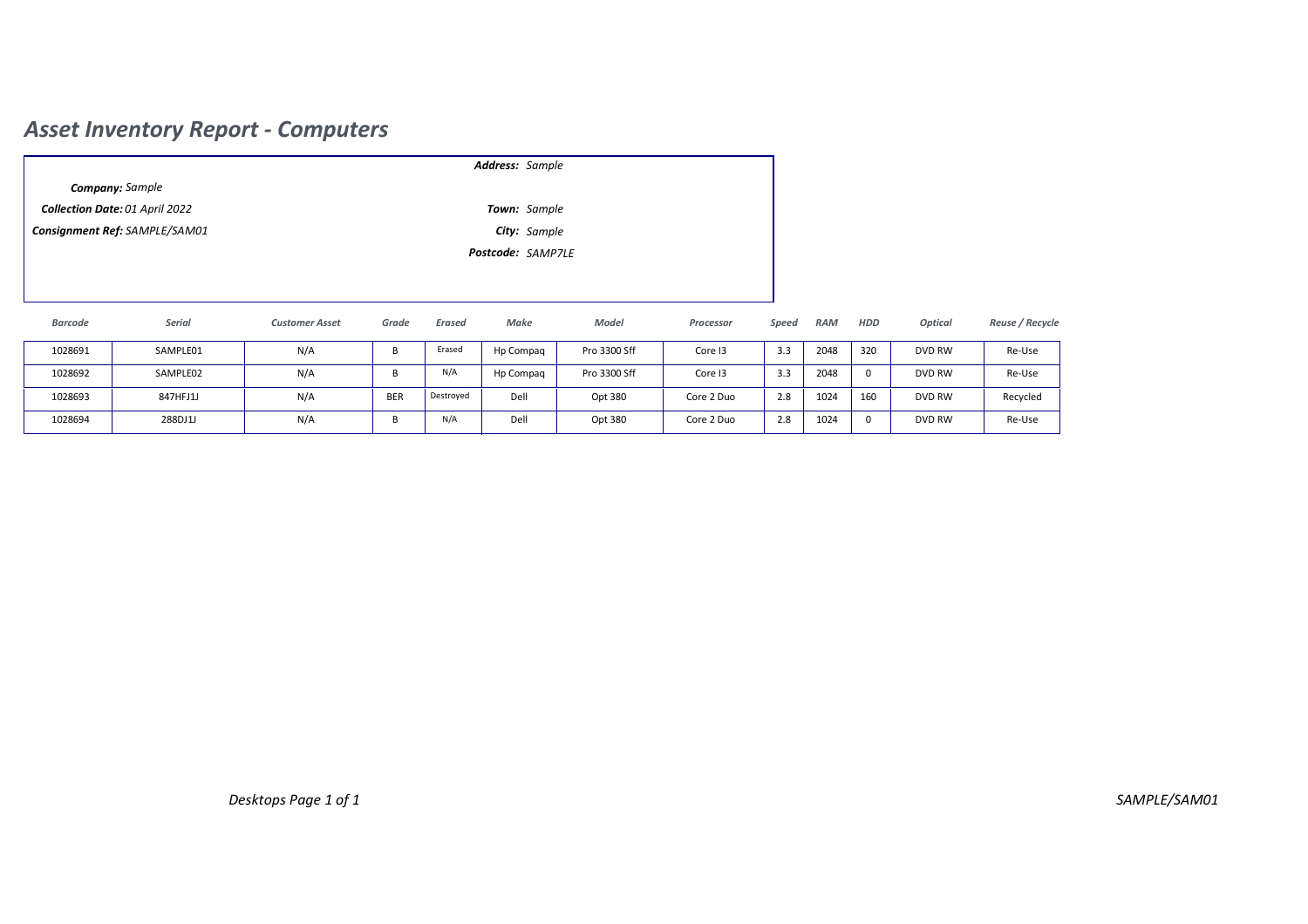# *Asset Inventory Report - Computers*

***Company:*** *Sample*

***Collection Date:*** *01 April 2022*

***Consignment Ref:*** *SAMPLE/SAM01*

***Address:*** *Sample*

***Town:*** *Sample*

***City:*** *Sample*

***Postcode:*** *SAMP7LE*

| *Barcode* | *Serial* | *Customer Asset* | *Grade* | *Erased* | *Make* | *Model* | *Processor* | *Speed* | *RAM* | *HDD* | *Optical* | *Reuse / Recycle* |
|---|---|---|---|---|---|---|---|---|---|---|---|---|
| 1028691 | SAMPLE01 | N/A | B | Erased | Hp Compaq | Pro 3300 Sff | Core I3 | 3.3 | 2048 | 320 | DVD RW | Re-Use |
| 1028692 | SAMPLE02 | N/A | B | N/A | Hp Compaq | Pro 3300 Sff | Core I3 | 3.3 | 2048 | 0 | DVD RW | Re-Use |
| 1028693 | 847HFJ1J | N/A | BER | Destroyed | Dell | Opt 380 | Core 2 Duo | 2.8 | 1024 | 160 | DVD RW | Recycled |
| 1028694 | 288DJ1J | N/A | B | N/A | Dell | Opt 380 | Core 2 Duo | 2.8 | 1024 | 0 | DVD RW | Re-Use |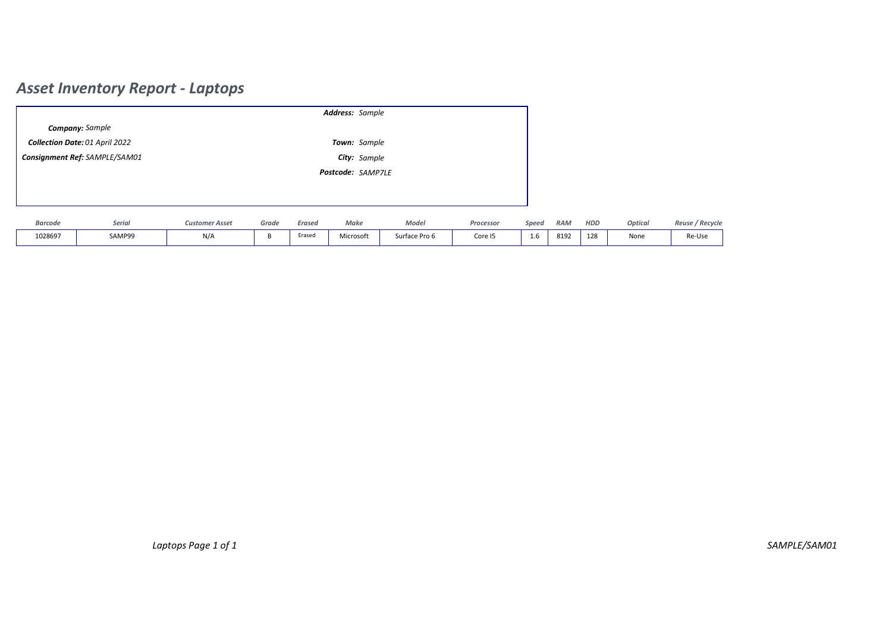# *Asset Inventory Report - Laptops*

***Address:*** *Sample*

***Company:*** *Sample*

***Collection Date:*** *01 April 2022*

***Consignment Ref:*** *SAMPLE/SAM01*

***Town:*** *Sample*

***City:*** *Sample*

***Postcode:*** *SAMP7LE*

| *Barcode* | *Serial* | *Customer Asset* | *Grade* | *Erased* | *Make* | *Model* | *Processor* | *Speed* | *RAM* | *HDD* | *Optical* | *Reuse / Recycle* |
|---|---|---|---|---|---|---|---|---|---|---|---|---|
| 1028697 | SAMP99 | N/A | B | Erased | Microsoft | Surface Pro 6 | Core I5 | 1.6 | 8192 | 128 | None | Re-Use |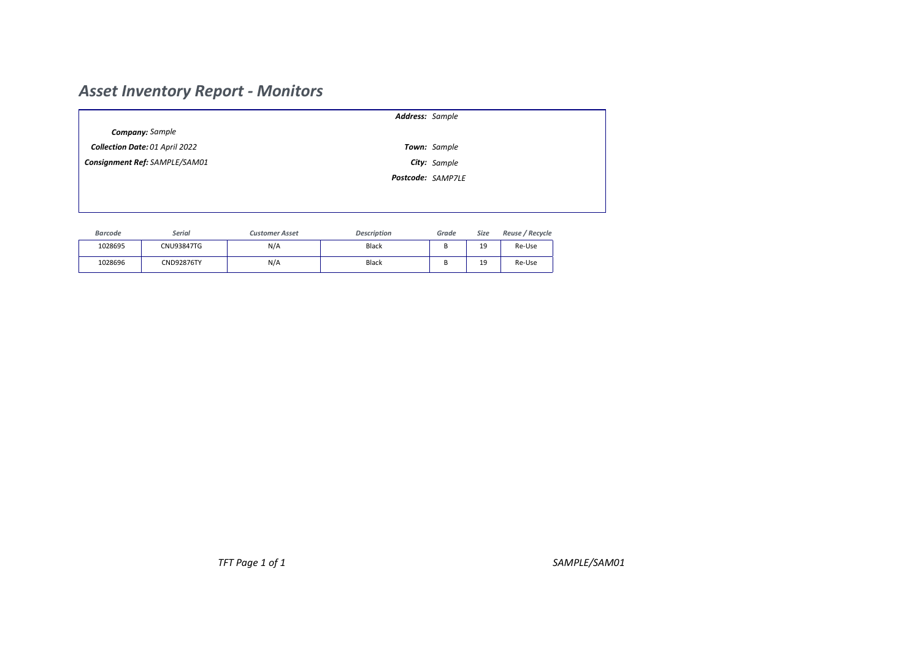# *Asset Inventory Report - Monitors*

***Company:*** *Sample*

***Collection Date:*** *01 April 2022*

***Consignment Ref:*** *SAMPLE/SAM01*

***Address:*** *Sample*

***Town:*** *Sample*

***City:*** *Sample*

***Postcode:*** *SAMP7LE*

| *Barcode* | *Serial* | *Customer Asset* | *Description* | *Grade* | *Size* | *Reuse / Recycle* |
|---|---|---|---|---|---|---|
| 1028695 | CNU93847TG | N/A | Black | B | 19 | Re-Use |
| 1028696 | CND92876TY | N/A | Black | B | 19 | Re-Use |

*TFT Page 1 of 1*

*SAMPLE/SAM01*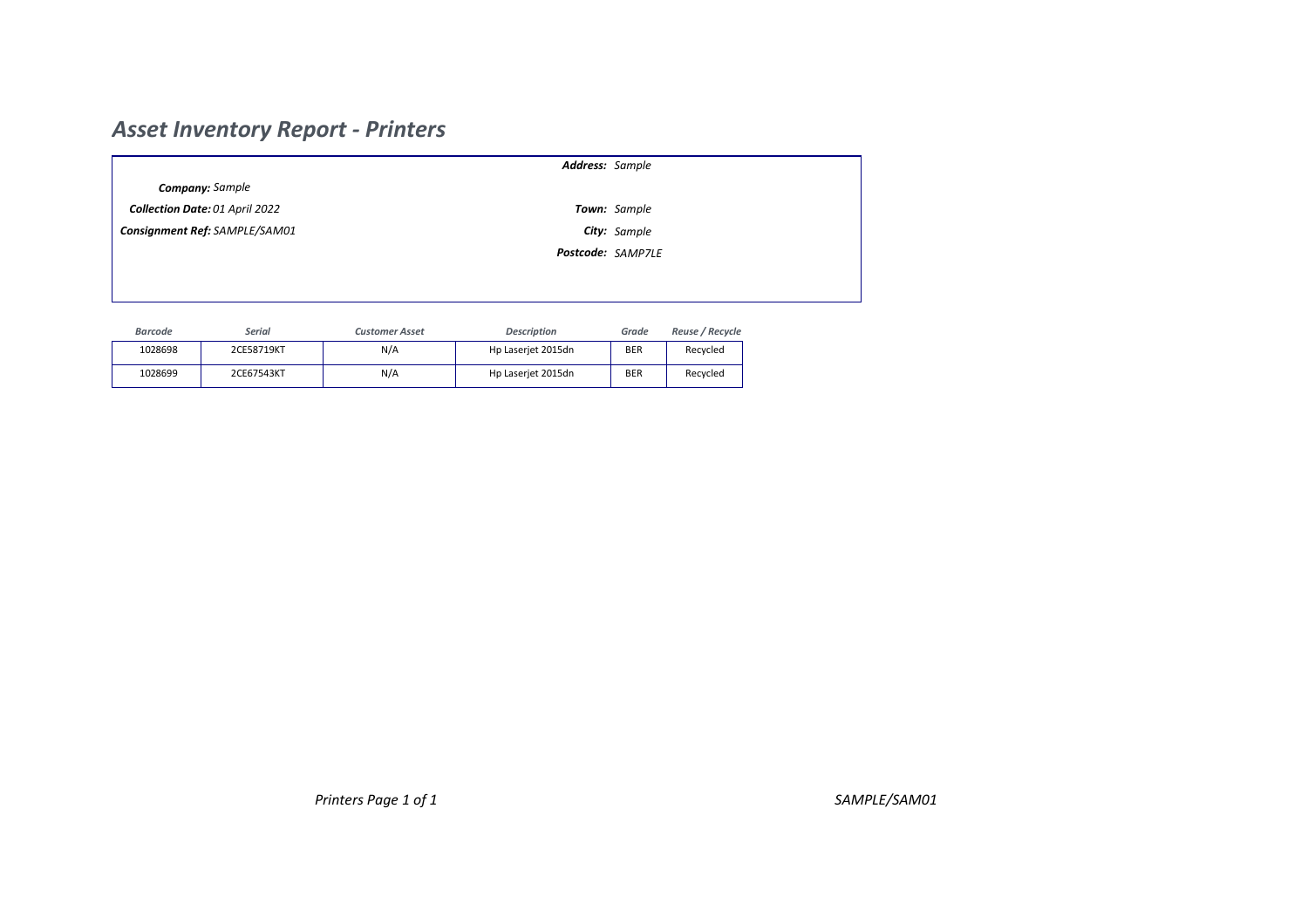# *Asset Inventory Report - Printers*

***Company:*** *Sample*

***Collection Date:*** *01 April 2022*

***Consignment Ref:*** *SAMPLE/SAM01*

***Address:*** *Sample*

***Town:*** *Sample*

***City:*** *Sample*

***Postcode:*** *SAMP7LE*

| *Barcode* | *Serial* | *Customer Asset* | *Description* | *Grade* | *Reuse / Recycle* |
|---|---|---|---|---|---|
| 1028698 | 2CE58719KT | N/A | Hp Laserjet 2015dn | BER | Recycled |
| 1028699 | 2CE67543KT | N/A | Hp Laserjet 2015dn | BER | Recycled |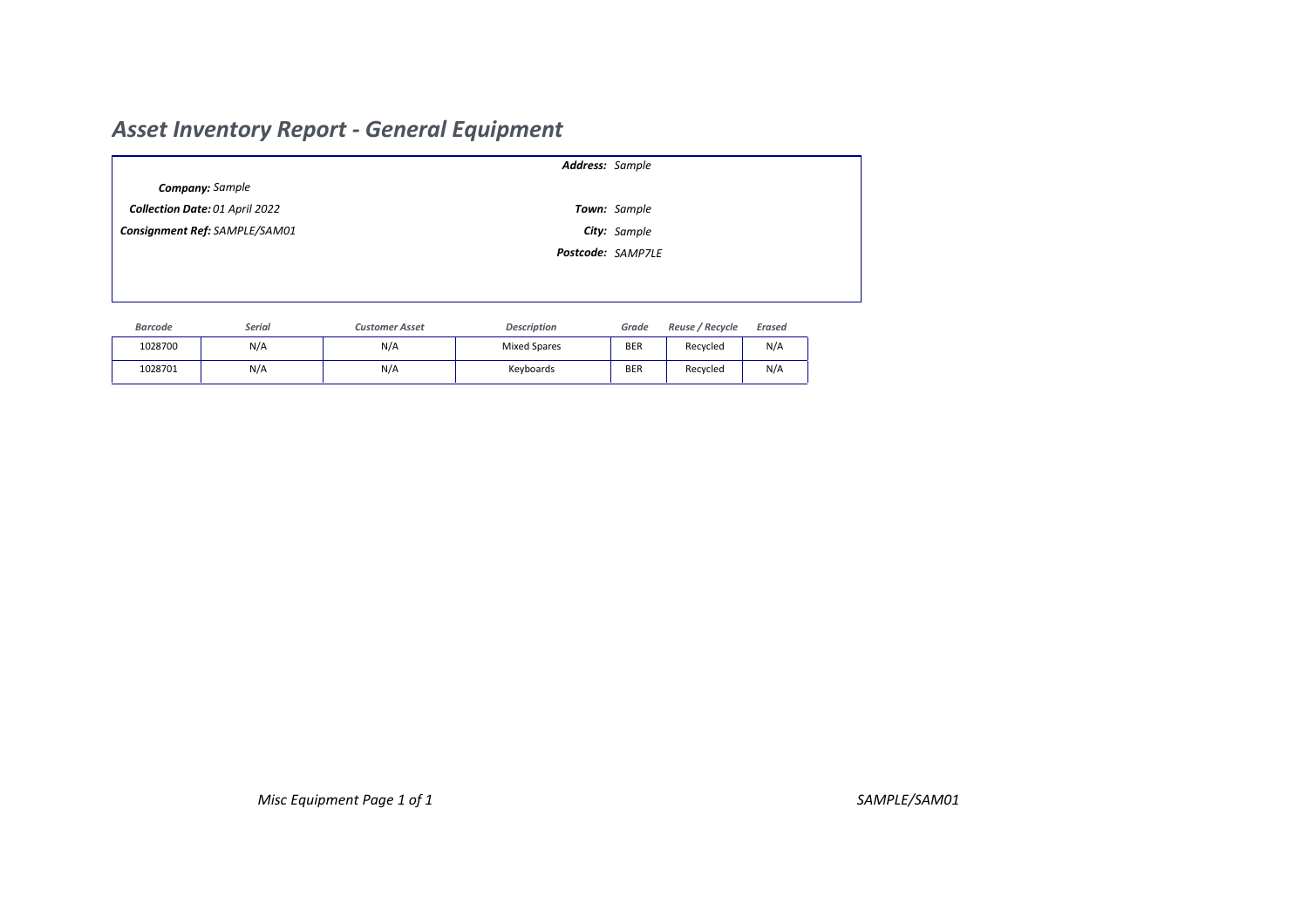# *Asset Inventory Report - General Equipment*

***Address:*** *Sample*

***Company:*** *Sample*

***Collection Date:*** *01 April 2022*

***Consignment Ref:*** *SAMPLE/SAM01*

***Town:*** *Sample*

***City:*** *Sample*

***Postcode:*** *SAMP7LE*

| *Barcode* | *Serial* | *Customer Asset* | *Description* | *Grade* | *Reuse / Recycle* | *Erased* |
|---|---|---|---|---|---|---|
| 1028700 | N/A | N/A | Mixed Spares | BER | Recycled | N/A |
| 1028701 | N/A | N/A | Keyboards | BER | Recycled | N/A |